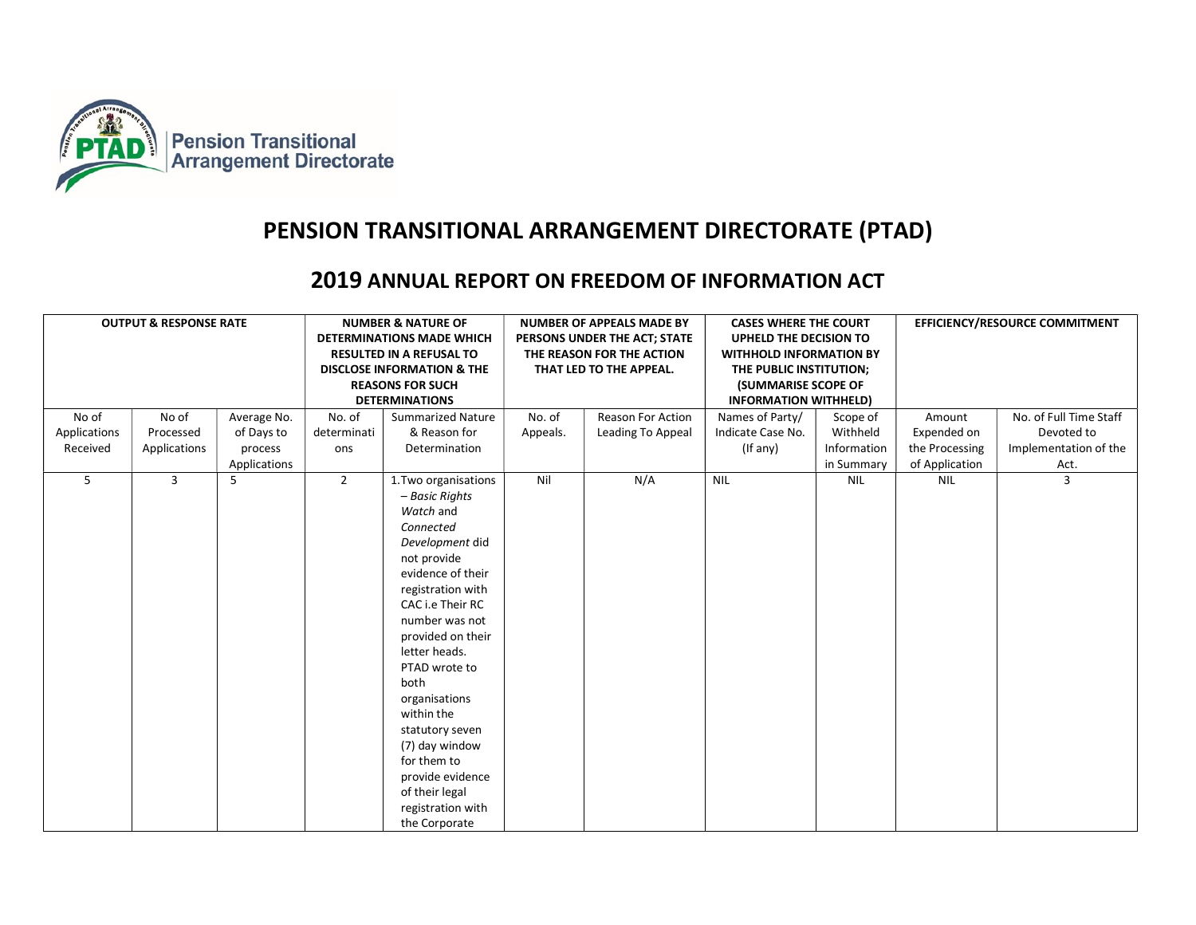Pension Transitional Arrangement Directorate

# PENSION TRANSITIONAL ARRANGEMENT DIRECTORATE (PTAD)

## 2019 ANNUAL REPORT ON FREEDOM OF INFORMATION ACT

| **OUTPUT & RESPONSE RATE** | | | **NUMBER & NATURE OF DETERMINATIONS MADE WHICH RESULTED IN A REFUSAL TO DISCLOSE INFORMATION & THE REASONS FOR SUCH DETERMINATIONS** | | **NUMBER OF APPEALS MADE BY PERSONS UNDER THE ACT; STATE THE REASON FOR THE ACTION THAT LED TO THE APPEAL.** | | **CASES WHERE THE COURT UPHELD THE DECISION TO WITHHOLD INFORMATION BY THE PUBLIC INSTITUTION; (SUMMARISE SCOPE OF INFORMATION WITHHELD)** | | **EFFICIENCY/RESOURCE COMMITMENT** | |
|---|---|---|---|---|---|---|---|---|---|---|
| No of Applications Received | No of Processed Applications | Average No. of Days to process Applications | No. of determinations | Summarized Nature & Reason for Determination | No. of Appeals. | Reason For Action Leading To Appeal | Names of Party/ Indicate Case No. (If any) | Scope of Withheld Information in Summary | Amount Expended on the Processing of Application | No. of Full Time Staff Devoted to Implementation of the Act. |
| 5 | 3 | 5 | 2 | 1.Two organisations – *Basic Rights Watch* and *Connected Development* did not provide evidence of their registration with CAC i.e Their RC number was not provided on their letter heads. PTAD wrote to both organisations within the statutory seven (7) day window for them to provide evidence of their legal registration with the Corporate | Nil | N/A | NIL | NIL | NIL | 3 |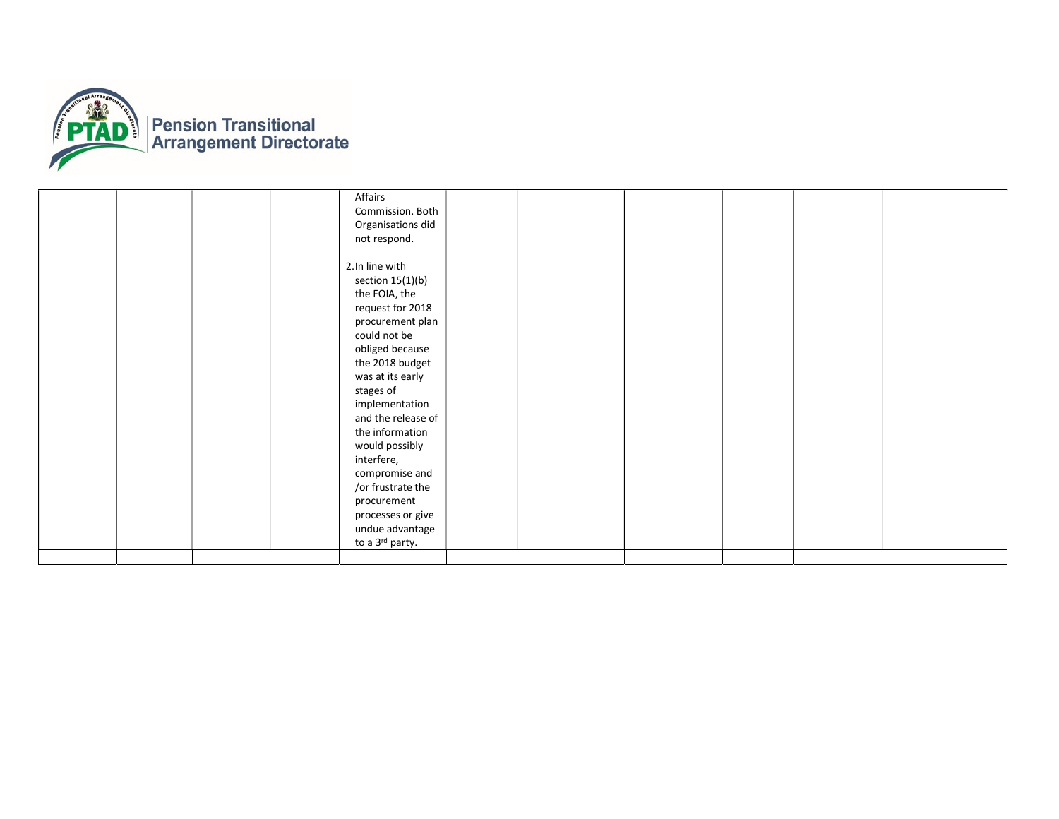| | | | | | | | | | | |
|---|---|---|---|---|---|---|---|---|---|---|
| | | | | Affairs Commission. Both Organisations did not respond.<br><br>2. In line with section 15(1)(b) the FOIA, the request for 2018 procurement plan could not be obliged because the 2018 budget was at its early stages of implementation and the release of the information would possibly interfere, compromise and /or frustrate the procurement processes or give undue advantage to a 3rd party. | | | | | | |
| | | | | | | | | | | |